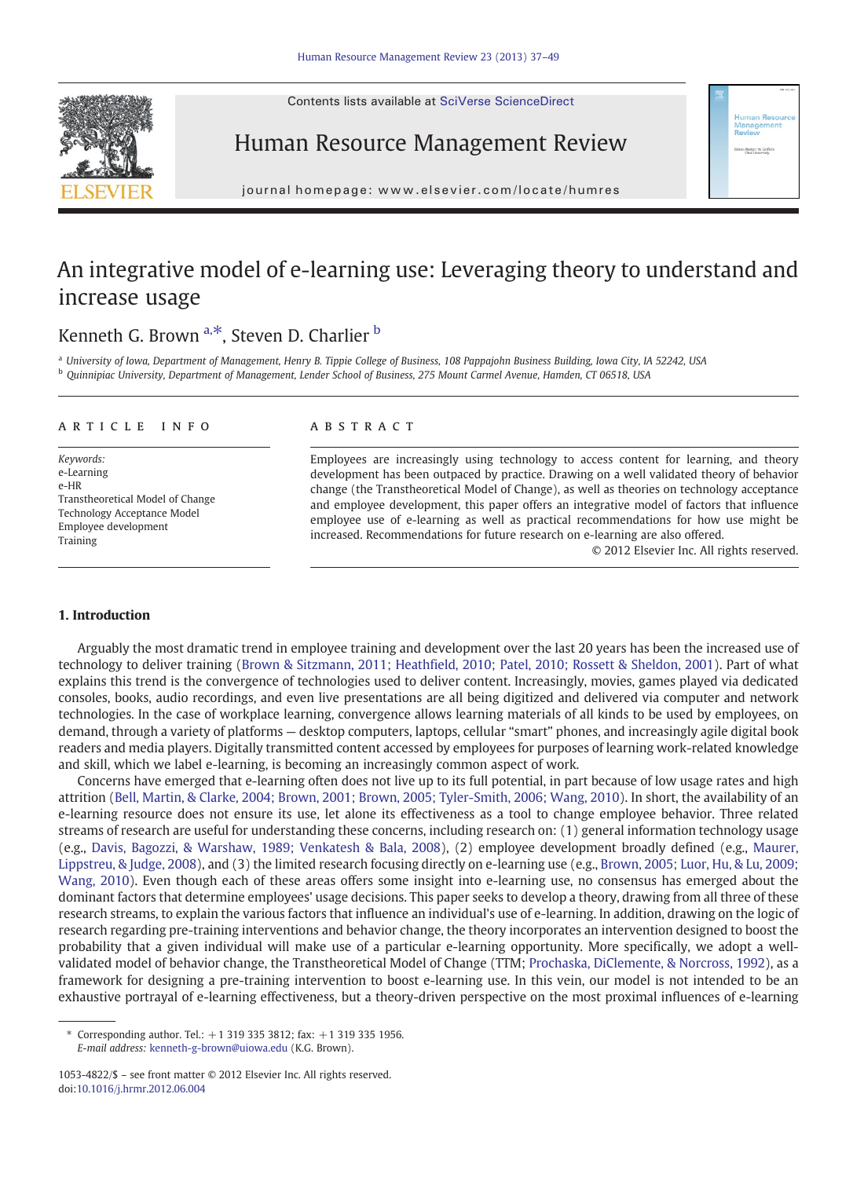# An integrative model of e-learning use: Leveraging theory to understand and increase usage

Kenneth G. Brown [a,*], Steven D. Charlier [b]

[a] University of Iowa, Department of Management, Henry B. Tippie College of Business, 108 Pappajohn Business Building, Iowa City, IA 52242, USA

[b] Quinnipiac University, Department of Management, Lender School of Business, 275 Mount Carmel Avenue, Hamden, CT 06518, USA

## ARTICLE INFO

*Keywords:*
e-Learning
e-HR
Transtheoretical Model of Change
Technology Acceptance Model
Employee development
Training

## ABSTRACT

Employees are increasingly using technology to access content for learning, and theory development has been outpaced by practice. Drawing on a well validated theory of behavior change (the Transtheoretical Model of Change), as well as theories on technology acceptance and employee development, this paper offers an integrative model of factors that influence employee use of e-learning as well as practical recommendations for how use might be increased. Recommendations for future research on e-learning are also offered.

© 2012 Elsevier Inc. All rights reserved.

## 1. Introduction

Arguably the most dramatic trend in employee training and development over the last 20 years has been the increased use of technology to deliver training (Brown & Sitzmann, 2011; Heathfield, 2010; Patel, 2010; Rossett & Sheldon, 2001). Part of what explains this trend is the convergence of technologies used to deliver content. Increasingly, movies, games played via dedicated consoles, books, audio recordings, and even live presentations are all being digitized and delivered via computer and network technologies. In the case of workplace learning, convergence allows learning materials of all kinds to be used by employees, on demand, through a variety of platforms — desktop computers, laptops, cellular "smart" phones, and increasingly agile digital book readers and media players. Digitally transmitted content accessed by employees for purposes of learning work-related knowledge and skill, which we label e-learning, is becoming an increasingly common aspect of work.

Concerns have emerged that e-learning often does not live up to its full potential, in part because of low usage rates and high attrition (Bell, Martin, & Clarke, 2004; Brown, 2001; Brown, 2005; Tyler-Smith, 2006; Wang, 2010). In short, the availability of an e-learning resource does not ensure its use, let alone its effectiveness as a tool to change employee behavior. Three related streams of research are useful for understanding these concerns, including research on: (1) general information technology usage (e.g., Davis, Bagozzi, & Warshaw, 1989; Venkatesh & Bala, 2008), (2) employee development broadly defined (e.g., Maurer, Lippstreu, & Judge, 2008), and (3) the limited research focusing directly on e-learning use (e.g., Brown, 2005; Luor, Hu, & Lu, 2009; Wang, 2010). Even though each of these areas offers some insight into e-learning use, no consensus has emerged about the dominant factors that determine employees' usage decisions. This paper seeks to develop a theory, drawing from all three of these research streams, to explain the various factors that influence an individual's use of e-learning. In addition, drawing on the logic of research regarding pre-training interventions and behavior change, the theory incorporates an intervention designed to boost the probability that a given individual will make use of a particular e-learning opportunity. More specifically, we adopt a well-validated model of behavior change, the Transtheoretical Model of Change (TTM; Prochaska, DiClemente, & Norcross, 1992), as a framework for designing a pre-training intervention to boost e-learning use. In this vein, our model is not intended to be an exhaustive portrayal of e-learning effectiveness, but a theory-driven perspective on the most proximal influences of e-learning

* Corresponding author. Tel.: +1 319 335 3812; fax: +1 319 335 1956.
*E-mail address:* kenneth-g-brown@uiowa.edu (K.G. Brown).

1053-4822/$ – see front matter © 2012 Elsevier Inc. All rights reserved.
doi:10.1016/j.hrmr.2012.06.004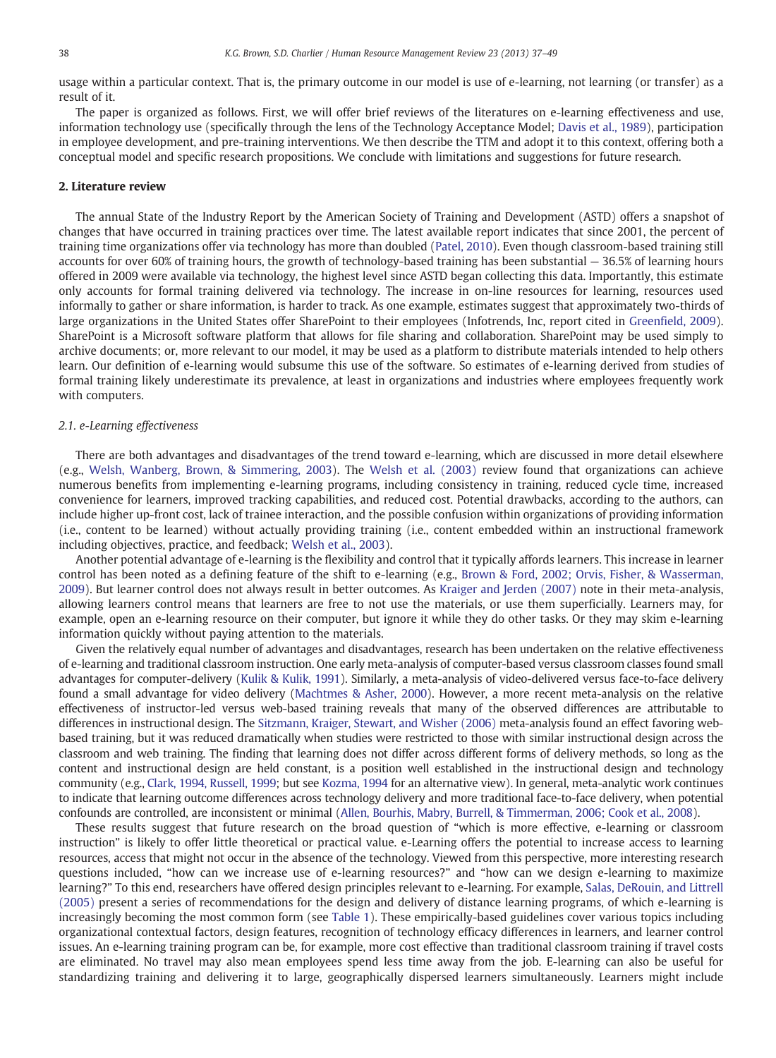usage within a particular context. That is, the primary outcome in our model is use of e-learning, not learning (or transfer) as a result of it.

The paper is organized as follows. First, we will offer brief reviews of the literatures on e-learning effectiveness and use, information technology use (specifically through the lens of the Technology Acceptance Model; Davis et al., 1989), participation in employee development, and pre-training interventions. We then describe the TTM and adopt it to this context, offering both a conceptual model and specific research propositions. We conclude with limitations and suggestions for future research.

## 2. Literature review

The annual State of the Industry Report by the American Society of Training and Development (ASTD) offers a snapshot of changes that have occurred in training practices over time. The latest available report indicates that since 2001, the percent of training time organizations offer via technology has more than doubled (Patel, 2010). Even though classroom-based training still accounts for over 60% of training hours, the growth of technology-based training has been substantial — 36.5% of learning hours offered in 2009 were available via technology, the highest level since ASTD began collecting this data. Importantly, this estimate only accounts for formal training delivered via technology. The increase in on-line resources for learning, resources used informally to gather or share information, is harder to track. As one example, estimates suggest that approximately two-thirds of large organizations in the United States offer SharePoint to their employees (Infotrends, Inc, report cited in Greenfield, 2009). SharePoint is a Microsoft software platform that allows for file sharing and collaboration. SharePoint may be used simply to archive documents; or, more relevant to our model, it may be used as a platform to distribute materials intended to help others learn. Our definition of e-learning would subsume this use of the software. So estimates of e-learning derived from studies of formal training likely underestimate its prevalence, at least in organizations and industries where employees frequently work with computers.

### 2.1. e-Learning effectiveness

There are both advantages and disadvantages of the trend toward e-learning, which are discussed in more detail elsewhere (e.g., Welsh, Wanberg, Brown, & Simmering, 2003). The Welsh et al. (2003) review found that organizations can achieve numerous benefits from implementing e-learning programs, including consistency in training, reduced cycle time, increased convenience for learners, improved tracking capabilities, and reduced cost. Potential drawbacks, according to the authors, can include higher up-front cost, lack of trainee interaction, and the possible confusion within organizations of providing information (i.e., content to be learned) without actually providing training (i.e., content embedded within an instructional framework including objectives, practice, and feedback; Welsh et al., 2003).

Another potential advantage of e-learning is the flexibility and control that it typically affords learners. This increase in learner control has been noted as a defining feature of the shift to e-learning (e.g., Brown & Ford, 2002; Orvis, Fisher, & Wasserman, 2009). But learner control does not always result in better outcomes. As Kraiger and Jerden (2007) note in their meta-analysis, allowing learners control means that learners are free to not use the materials, or use them superficially. Learners may, for example, open an e-learning resource on their computer, but ignore it while they do other tasks. Or they may skim e-learning information quickly without paying attention to the materials.

Given the relatively equal number of advantages and disadvantages, research has been undertaken on the relative effectiveness of e-learning and traditional classroom instruction. One early meta-analysis of computer-based versus classroom classes found small advantages for computer-delivery (Kulik & Kulik, 1991). Similarly, a meta-analysis of video-delivered versus face-to-face delivery found a small advantage for video delivery (Machtmes & Asher, 2000). However, a more recent meta-analysis on the relative effectiveness of instructor-led versus web-based training reveals that many of the observed differences are attributable to differences in instructional design. The Sitzmann, Kraiger, Stewart, and Wisher (2006) meta-analysis found an effect favoring web-based training, but it was reduced dramatically when studies were restricted to those with similar instructional design across the classroom and web training. The finding that learning does not differ across different forms of delivery methods, so long as the content and instructional design are held constant, is a position well established in the instructional design and technology community (e.g., Clark, 1994, Russell, 1999; but see Kozma, 1994 for an alternative view). In general, meta-analytic work continues to indicate that learning outcome differences across technology delivery and more traditional face-to-face delivery, when potential confounds are controlled, are inconsistent or minimal (Allen, Bourhis, Mabry, Burrell, & Timmerman, 2006; Cook et al., 2008).

These results suggest that future research on the broad question of "which is more effective, e-learning or classroom instruction" is likely to offer little theoretical or practical value. e-Learning offers the potential to increase access to learning resources, access that might not occur in the absence of the technology. Viewed from this perspective, more interesting research questions included, "how can we increase use of e-learning resources?" and "how can we design e-learning to maximize learning?" To this end, researchers have offered design principles relevant to e-learning. For example, Salas, DeRouin, and Littrell (2005) present a series of recommendations for the design and delivery of distance learning programs, of which e-learning is increasingly becoming the most common form (see Table 1). These empirically-based guidelines cover various topics including organizational contextual factors, design features, recognition of technology efficacy differences in learners, and learner control issues. An e-learning training program can be, for example, more cost effective than traditional classroom training if travel costs are eliminated. No travel may also mean employees spend less time away from the job. E-learning can also be useful for standardizing training and delivering it to large, geographically dispersed learners simultaneously. Learners might include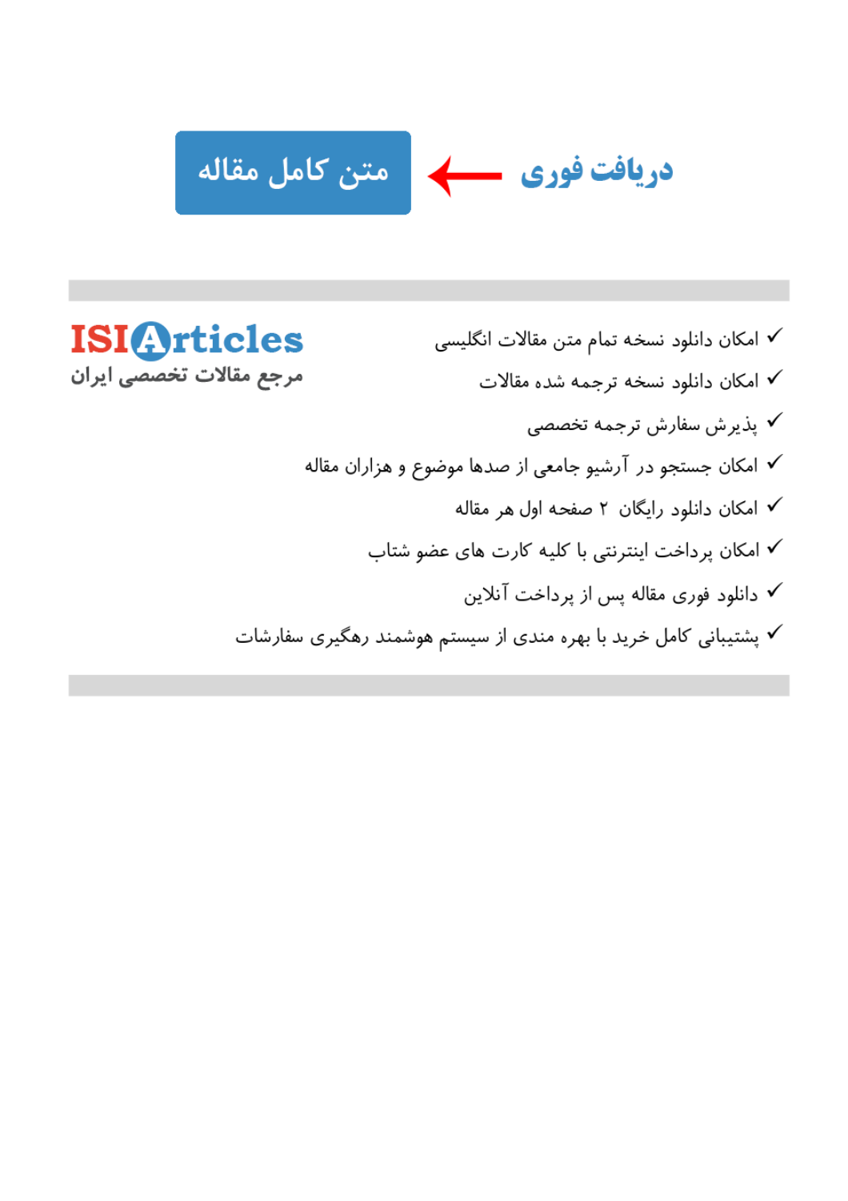دریافت فوری ← متن کامل مقاله

**ISIArticles**
مرجع مقالات تخصصی ایران

- ✓ امکان دانلود نسخه تمام متن مقالات انگلیسی
- ✓ امکان دانلود نسخه ترجمه شده مقالات
- ✓ پذیرش سفارش ترجمه تخصصی
- ✓ امکان جستجو در آرشیو جامعی از صدها موضوع و هزاران مقاله
- ✓ امکان دانلود رایگان ۲ صفحه اول هر مقاله
- ✓ امکان پرداخت اینترنتی با کلیه کارت های عضو شتاب
- ✓ دانلود فوری مقاله پس از پرداخت آنلاین
- ✓ پشتیبانی کامل خرید با بهره مندی از سیستم هوشمند رهگیری سفارشات